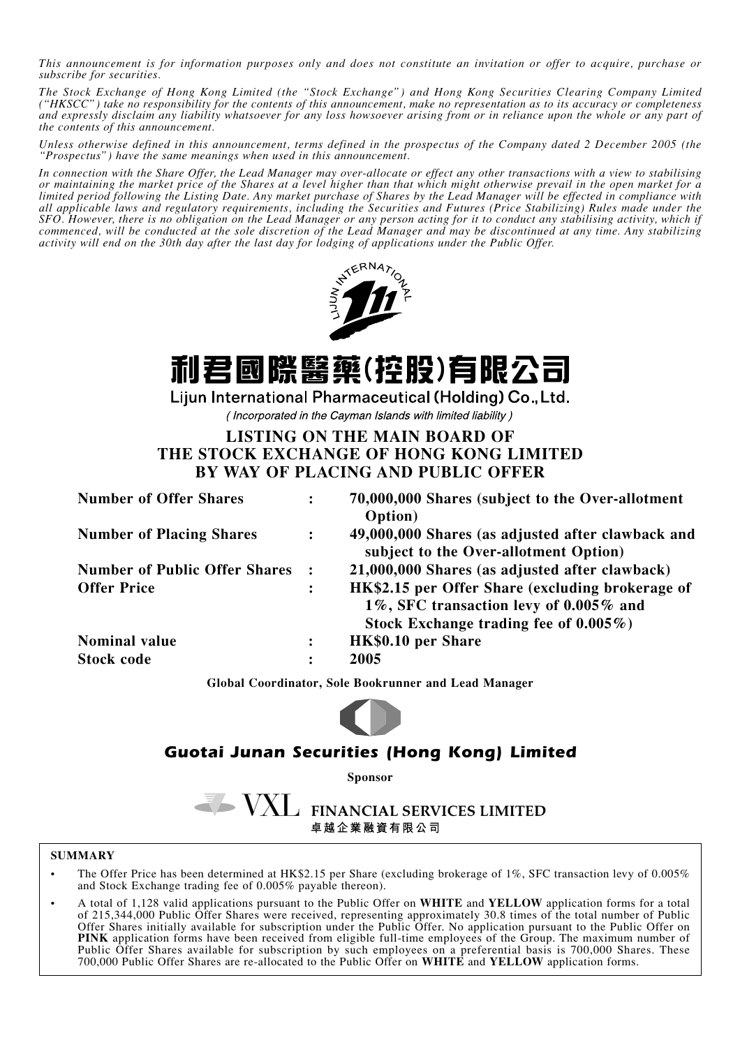*This announcement is for information purposes only and does not constitute an invitation or offer to acquire, purchase or subscribe for securities.*

*The Stock Exchange of Hong Kong Limited (the "Stock Exchange") and Hong Kong Securities Clearing Company Limited ("HKSCC") take no responsibility for the contents of this announcement, make no representation as to its accuracy or completeness and expressly disclaim any liability whatsoever for any loss howsoever arising from or in reliance upon the whole or any part of the contents of this announcement.*

*Unless otherwise defined in this announcement, terms defined in the prospectus of the Company dated 2 December 2005 (the "Prospectus") have the same meanings when used in this announcement.*

*In connection with the Share Offer, the Lead Manager may over-allocate or effect any other transactions with a view to stabilising or maintaining the market price of the Shares at a level higher than that which might otherwise prevail in the open market for a limited period following the Listing Date. Any market purchase of Shares by the Lead Manager will be effected in compliance with all applicable laws and regulatory requirements, including the Securities and Futures (Price Stabilizing) Rules made under the SFO. However, there is no obligation on the Lead Manager or any person acting for it to conduct any stabilising activity, which if commenced, will be conducted at the sole discretion of the Lead Manager and may be discontinued at any time. Any stabilizing activity will end on the 30th day after the last day for lodging of applications under the Public Offer.*

# 利君國際醫藥(控股)有限公司

## Lijun International Pharmaceutical (Holding) Co., Ltd.

*(Incorporated in the Cayman Islands with limited liability)*

## LISTING ON THE MAIN BOARD OF THE STOCK EXCHANGE OF HONG KONG LIMITED BY WAY OF PLACING AND PUBLIC OFFER

| | | |
|---|---|---|
| **Number of Offer Shares** | : | **70,000,000 Shares (subject to the Over-allotment Option)** |
| **Number of Placing Shares** | : | **49,000,000 Shares (as adjusted after clawback and subject to the Over-allotment Option)** |
| **Number of Public Offer Shares** | : | **21,000,000 Shares (as adjusted after clawback)** |
| **Offer Price** | : | **HK$2.15 per Offer Share (excluding brokerage of 1%, SFC transaction levy of 0.005% and Stock Exchange trading fee of 0.005%)** |
| **Nominal value** | : | **HK$0.10 per Share** |
| **Stock code** | : | **2005** |

**Global Coordinator, Sole Bookrunner and Lead Manager**

***Guotai Junan Securities (Hong Kong) Limited***

**Sponsor**

**VXL FINANCIAL SERVICES LIMITED**
**卓越企業融資有限公司**

**SUMMARY**

- The Offer Price has been determined at HK$2.15 per Share (excluding brokerage of 1%, SFC transaction levy of 0.005% and Stock Exchange trading fee of 0.005% payable thereon).
- A total of 1,128 valid applications pursuant to the Public Offer on **WHITE** and **YELLOW** application forms for a total of 215,344,000 Public Offer Shares were received, representing approximately 30.8 times of the total number of Public Offer Shares initially available for subscription under the Public Offer. No application pursuant to the Public Offer on **PINK** application forms have been received from eligible full-time employees of the Group. The maximum number of Public Offer Shares available for subscription by such employees on a preferential basis is 700,000 Shares. These 700,000 Public Offer Shares are re-allocated to the Public Offer on **WHITE** and **YELLOW** application forms.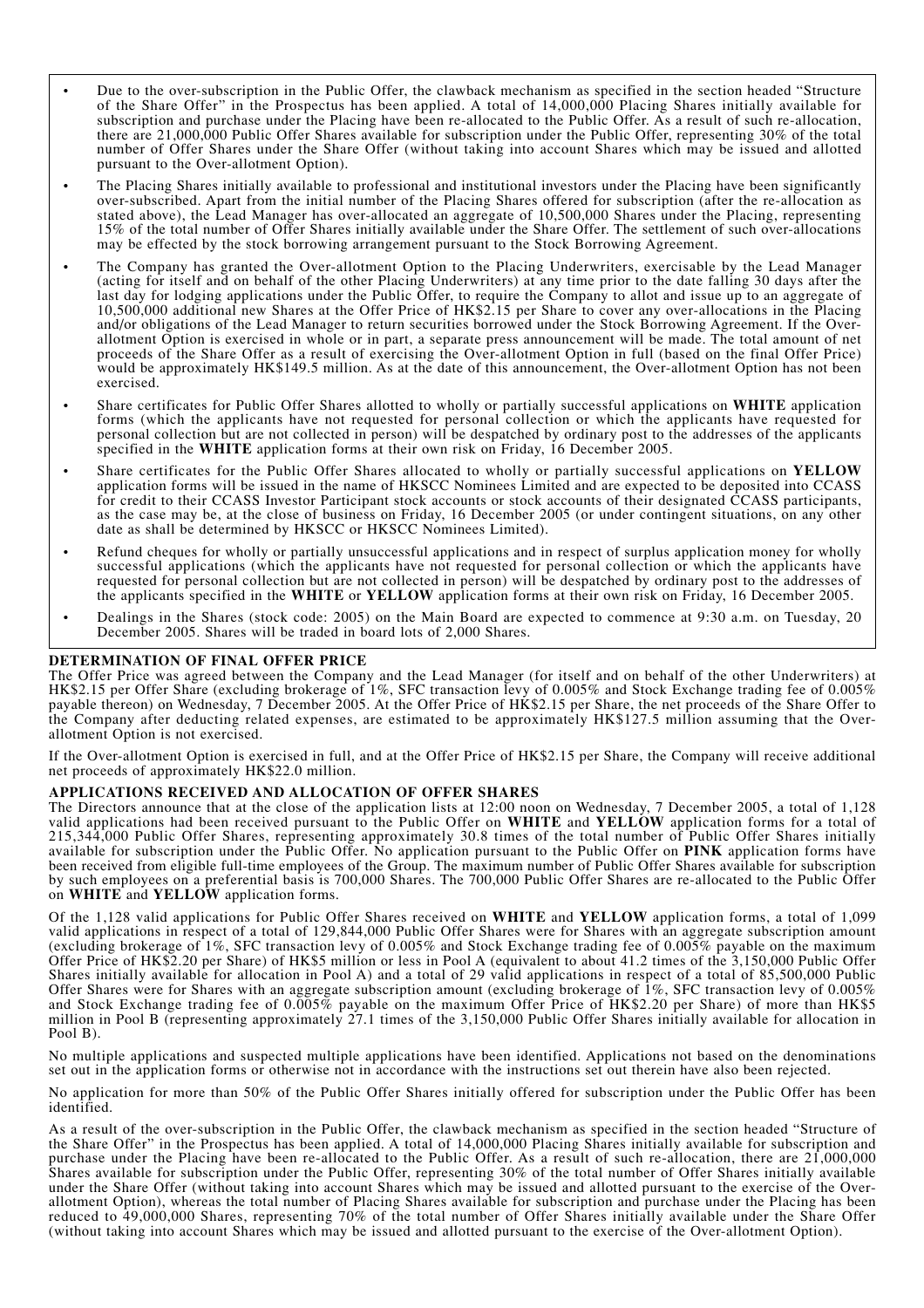- Due to the over-subscription in the Public Offer, the clawback mechanism as specified in the section headed "Structure of the Share Offer" in the Prospectus has been applied. A total of 14,000,000 Placing Shares initially available for subscription and purchase under the Placing have been re-allocated to the Public Offer. As a result of such re-allocation, there are 21,000,000 Public Offer Shares available for subscription under the Public Offer, representing 30% of the total number of Offer Shares under the Share Offer (without taking into account Shares which may be issued and allotted pursuant to the Over-allotment Option).
- The Placing Shares initially available to professional and institutional investors under the Placing have been significantly over-subscribed. Apart from the initial number of the Placing Shares offered for subscription (after the re-allocation as stated above), the Lead Manager has over-allocated an aggregate of 10,500,000 Shares under the Placing, representing 15% of the total number of Offer Shares initially available under the Share Offer. The settlement of such over-allocations may be effected by the stock borrowing arrangement pursuant to the Stock Borrowing Agreement.
- The Company has granted the Over-allotment Option to the Placing Underwriters, exercisable by the Lead Manager (acting for itself and on behalf of the other Placing Underwriters) at any time prior to the date falling 30 days after the last day for lodging applications under the Public Offer, to require the Company to allot and issue up to an aggregate of 10,500,000 additional new Shares at the Offer Price of HK$2.15 per Share to cover any over-allocations in the Placing and/or obligations of the Lead Manager to return securities borrowed under the Stock Borrowing Agreement. If the Over-allotment Option is exercised in whole or in part, a separate press announcement will be made. The total amount of net proceeds of the Share Offer as a result of exercising the Over-allotment Option in full (based on the final Offer Price) would be approximately HK$149.5 million. As at the date of this announcement, the Over-allotment Option has not been exercised.
- Share certificates for Public Offer Shares allotted to wholly or partially successful applications on **WHITE** application forms (which the applicants have not requested for personal collection or which the applicants have requested for personal collection but are not collected in person) will be despatched by ordinary post to the addresses of the applicants specified in the **WHITE** application forms at their own risk on Friday, 16 December 2005.
- Share certificates for the Public Offer Shares allocated to wholly or partially successful applications on **YELLOW** application forms will be issued in the name of HKSCC Nominees Limited and are expected to be deposited into CCASS for credit to their CCASS Investor Participant stock accounts or stock accounts of their designated CCASS participants, as the case may be, at the close of business on Friday, 16 December 2005 (or under contingent situations, on any other date as shall be determined by HKSCC or HKSCC Nominees Limited).
- Refund cheques for wholly or partially unsuccessful applications and in respect of surplus application money for wholly successful applications (which the applicants have not requested for personal collection or which the applicants have requested for personal collection but are not collected in person) will be despatched by ordinary post to the addresses of the applicants specified in the **WHITE** or **YELLOW** application forms at their own risk on Friday, 16 December 2005.
- Dealings in the Shares (stock code: 2005) on the Main Board are expected to commence at 9:30 a.m. on Tuesday, 20 December 2005. Shares will be traded in board lots of 2,000 Shares.

## DETERMINATION OF FINAL OFFER PRICE

The Offer Price was agreed between the Company and the Lead Manager (for itself and on behalf of the other Underwriters) at HK$2.15 per Offer Share (excluding brokerage of 1%, SFC transaction levy of 0.005% and Stock Exchange trading fee of 0.005% payable thereon) on Wednesday, 7 December 2005. At the Offer Price of HK$2.15 per Share, the net proceeds of the Share Offer to the Company after deducting related expenses, are estimated to be approximately HK$127.5 million assuming that the Over-allotment Option is not exercised.

If the Over-allotment Option is exercised in full, and at the Offer Price of HK$2.15 per Share, the Company will receive additional net proceeds of approximately HK$22.0 million.

## APPLICATIONS RECEIVED AND ALLOCATION OF OFFER SHARES

The Directors announce that at the close of the application lists at 12:00 noon on Wednesday, 7 December 2005, a total of 1,128 valid applications had been received pursuant to the Public Offer on **WHITE** and **YELLOW** application forms for a total of 215,344,000 Public Offer Shares, representing approximately 30.8 times of the total number of Public Offer Shares initially available for subscription under the Public Offer. No application pursuant to the Public Offer on **PINK** application forms have been received from eligible full-time employees of the Group. The maximum number of Public Offer Shares available for subscription by such employees on a preferential basis is 700,000 Shares. The 700,000 Public Offer Shares are re-allocated to the Public Offer on **WHITE** and **YELLOW** application forms.

Of the 1,128 valid applications for Public Offer Shares received on **WHITE** and **YELLOW** application forms, a total of 1,099 valid applications in respect of a total of 129,844,000 Public Offer Shares were for Shares with an aggregate subscription amount (excluding brokerage of 1%, SFC transaction levy of 0.005% and Stock Exchange trading fee of 0.005% payable on the maximum Offer Price of HK$2.20 per Share) of HK$5 million or less in Pool A (equivalent to about 41.2 times of the 3,150,000 Public Offer Shares initially available for allocation in Pool A) and a total of 29 valid applications in respect of a total of 85,500,000 Public Offer Shares were for Shares with an aggregate subscription amount (excluding brokerage of 1%, SFC transaction levy of 0.005% and Stock Exchange trading fee of 0.005% payable on the maximum Offer Price of HK$2.20 per Share) of more than HK$5 million in Pool B (representing approximately 27.1 times of the 3,150,000 Public Offer Shares initially available for allocation in Pool B).

No multiple applications and suspected multiple applications have been identified. Applications not based on the denominations set out in the application forms or otherwise not in accordance with the instructions set out therein have also been rejected.

No application for more than 50% of the Public Offer Shares initially offered for subscription under the Public Offer has been identified.

As a result of the over-subscription in the Public Offer, the clawback mechanism as specified in the section headed "Structure of the Share Offer" in the Prospectus has been applied. A total of 14,000,000 Placing Shares initially available for subscription and purchase under the Placing have been re-allocated to the Public Offer. As a result of such re-allocation, there are 21,000,000 Shares available for subscription under the Public Offer, representing 30% of the total number of Offer Shares initially available under the Share Offer (without taking into account Shares which may be issued and allotted pursuant to the exercise of the Over-allotment Option), whereas the total number of Placing Shares available for subscription and purchase under the Placing has been reduced to 49,000,000 Shares, representing 70% of the total number of Offer Shares initially available under the Share Offer (without taking into account Shares which may be issued and allotted pursuant to the exercise of the Over-allotment Option).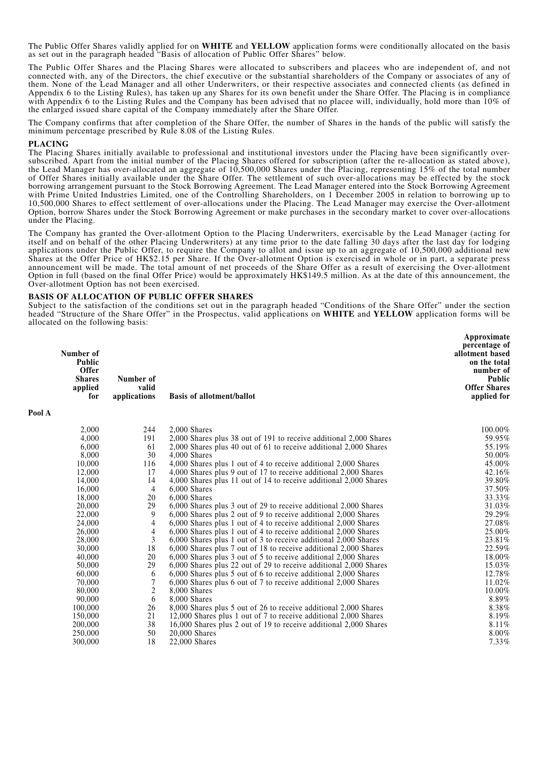The Public Offer Shares validly applied for on **WHITE** and **YELLOW** application forms were conditionally allocated on the basis as set out in the paragraph headed "Basis of allocation of Public Offer Shares" below.

The Public Offer Shares and the Placing Shares were allocated to subscribers and placees who are independent of, and not connected with, any of the Directors, the chief executive or the substantial shareholders of the Company or associates of any of them. None of the Lead Manager and all other Underwriters, or their respective associates and connected clients (as defined in Appendix 6 to the Listing Rules), has taken up any Shares for its own benefit under the Share Offer. The Placing is in compliance with Appendix 6 to the Listing Rules and the Company has been advised that no placee will, individually, hold more than 10% of the enlarged issued share capital of the Company immediately after the Share Offer.

The Company confirms that after completion of the Share Offer, the number of Shares in the hands of the public will satisfy the minimum percentage prescribed by Rule 8.08 of the Listing Rules.

## PLACING

The Placing Shares initially available to professional and institutional investors under the Placing have been significantly over-subscribed. Apart from the initial number of the Placing Shares offered for subscription (after the re-allocation as stated above), the Lead Manager has over-allocated an aggregate of 10,500,000 Shares under the Placing, representing 15% of the total number of Offer Shares initially available under the Share Offer. The settlement of such over-allocations may be effected by the stock borrowing arrangement pursuant to the Stock Borrowing Agreement. The Lead Manager entered into the Stock Borrowing Agreement with Prime United Industries Limited, one of the Controlling Shareholders, on 1 December 2005 in relation to borrowing up to 10,500,000 Shares to effect settlement of over-allocations under the Placing. The Lead Manager may exercise the Over-allotment Option, borrow Shares under the Stock Borrowing Agreement or make purchases in the secondary market to cover over-allocations under the Placing.

The Company has granted the Over-allotment Option to the Placing Underwriters, exercisable by the Lead Manager (acting for itself and on behalf of the other Placing Underwriters) at any time prior to the date falling 30 days after the last day for lodging applications under the Public Offer, to require the Company to allot and issue up to an aggregate of 10,500,000 additional new Shares at the Offer Price of HK$2.15 per Share. If the Over-allotment Option is exercised in whole or in part, a separate press announcement will be made. The total amount of net proceeds of the Share Offer as a result of exercising the Over-allotment Option in full (based on the final Offer Price) would be approximately HK$149.5 million. As at the date of this announcement, the Over-allotment Option has not been exercised.

## BASIS OF ALLOCATION OF PUBLIC OFFER SHARES

Subject to the satisfaction of the conditions set out in the paragraph headed "Conditions of the Share Offer" under the section headed "Structure of the Share Offer" in the Prospectus, valid applications on **WHITE** and **YELLOW** application forms will be allocated on the following basis:

| Number of Public Offer Shares applied for | Number of valid applications | Basis of allotment/ballot | Approximate percentage of allotment based on the total number of Public Offer Shares applied for |
|---|---|---|---|
| **Pool A** | | | |
| 2,000 | 244 | 2,000 Shares | 100.00% |
| 4,000 | 191 | 2,000 Shares plus 38 out of 191 to receive additional 2,000 Shares | 59.95% |
| 6,000 | 61 | 2,000 Shares plus 40 out of 61 to receive additional 2,000 Shares | 55.19% |
| 8,000 | 30 | 4,000 Shares | 50.00% |
| 10,000 | 116 | 4,000 Shares plus 1 out of 4 to receive additional 2,000 Shares | 45.00% |
| 12,000 | 17 | 4,000 Shares plus 9 out of 17 to receive additional 2,000 Shares | 42.16% |
| 14,000 | 14 | 4,000 Shares plus 11 out of 14 to receive additional 2,000 Shares | 39.80% |
| 16,000 | 4 | 6,000 Shares | 37.50% |
| 18,000 | 20 | 6,000 Shares | 33.33% |
| 20,000 | 29 | 6,000 Shares plus 3 out of 29 to receive additional 2,000 Shares | 31.03% |
| 22,000 | 9 | 6,000 Shares plus 2 out of 9 to receive additional 2,000 Shares | 29.29% |
| 24,000 | 4 | 6,000 Shares plus 1 out of 4 to receive additional 2,000 Shares | 27.08% |
| 26,000 | 4 | 6,000 Shares plus 1 out of 4 to receive additional 2,000 Shares | 25.00% |
| 28,000 | 3 | 6,000 Shares plus 1 out of 3 to receive additional 2,000 Shares | 23.81% |
| 30,000 | 18 | 6,000 Shares plus 7 out of 18 to receive additional 2,000 Shares | 22.59% |
| 40,000 | 20 | 6,000 Shares plus 3 out of 5 to receive additional 2,000 Shares | 18.00% |
| 50,000 | 29 | 6,000 Shares plus 22 out of 29 to receive additional 2,000 Shares | 15.03% |
| 60,000 | 6 | 6,000 Shares plus 5 out of 6 to receive additional 2,000 Shares | 12.78% |
| 70,000 | 7 | 6,000 Shares plus 6 out of 7 to receive additional 2,000 Shares | 11.02% |
| 80,000 | 2 | 8,000 Shares | 10.00% |
| 90,000 | 6 | 8,000 Shares | 8.89% |
| 100,000 | 26 | 8,000 Shares plus 5 out of 26 to receive additional 2,000 Shares | 8.38% |
| 150,000 | 21 | 12,000 Shares plus 1 out of 7 to receive additional 2,000 Shares | 8.19% |
| 200,000 | 38 | 16,000 Shares plus 2 out of 19 to receive additional 2,000 Shares | 8.11% |
| 250,000 | 50 | 20,000 Shares | 8.00% |
| 300,000 | 18 | 22,000 Shares | 7.33% |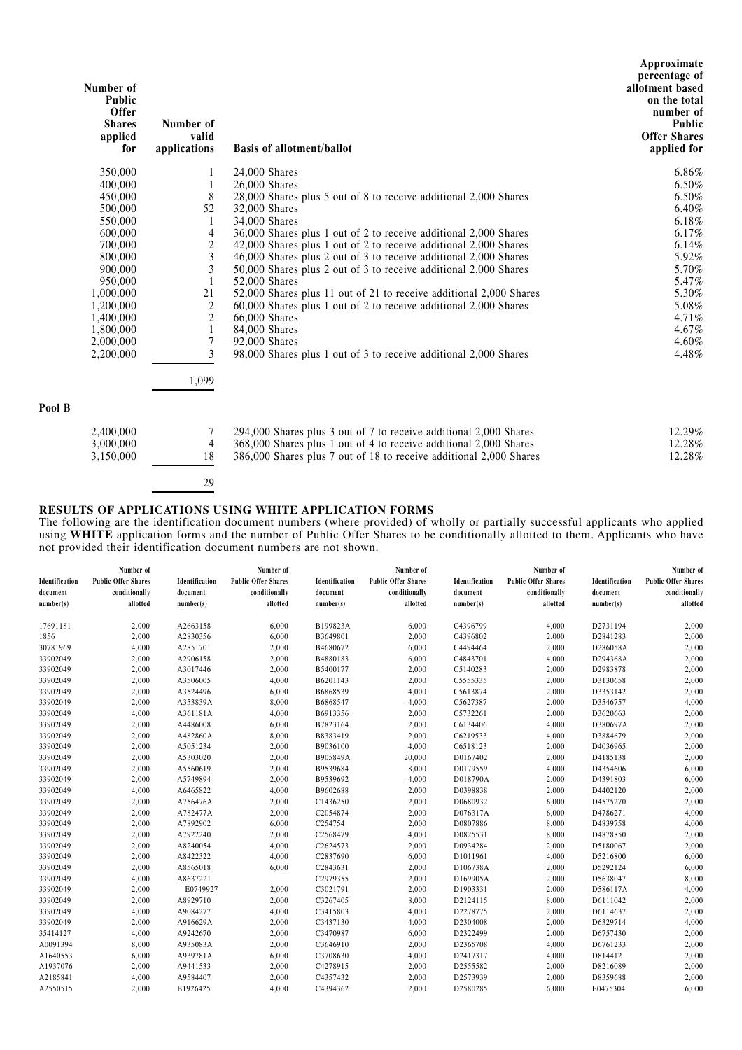| Number of Public Offer Shares applied for | Number of valid applications | Basis of allotment/ballot | Approximate percentage of allotment based on the total number of Public Offer Shares applied for |
|---|---|---|---|
| 350,000 | 1 | 24,000 Shares | 6.86% |
| 400,000 | 1 | 26,000 Shares | 6.50% |
| 450,000 | 8 | 28,000 Shares plus 5 out of 8 to receive additional 2,000 Shares | 6.50% |
| 500,000 | 52 | 32,000 Shares | 6.40% |
| 550,000 | 1 | 34,000 Shares | 6.18% |
| 600,000 | 4 | 36,000 Shares plus 1 out of 2 to receive additional 2,000 Shares | 6.17% |
| 700,000 | 2 | 42,000 Shares plus 1 out of 2 to receive additional 2,000 Shares | 6.14% |
| 800,000 | 3 | 46,000 Shares plus 2 out of 3 to receive additional 2,000 Shares | 5.92% |
| 900,000 | 3 | 50,000 Shares plus 2 out of 3 to receive additional 2,000 Shares | 5.70% |
| 950,000 | 1 | 52,000 Shares | 5.47% |
| 1,000,000 | 21 | 52,000 Shares plus 11 out of 21 to receive additional 2,000 Shares | 5.30% |
| 1,200,000 | 2 | 60,000 Shares plus 1 out of 2 to receive additional 2,000 Shares | 5.08% |
| 1,400,000 | 2 | 66,000 Shares | 4.71% |
| 1,800,000 | 1 | 84,000 Shares | 4.67% |
| 2,000,000 | 7 | 92,000 Shares | 4.60% |
| 2,200,000 | 3 | 98,000 Shares plus 1 out of 3 to receive additional 2,000 Shares | 4.48% |
| | 1,099 | | |

**Pool B**

| Number of Public Offer Shares applied for | Number of valid applications | Basis of allotment/ballot | Approximate percentage of allotment based on the total number of Public Offer Shares applied for |
|---|---|---|---|
| 2,400,000 | 7 | 294,000 Shares plus 3 out of 7 to receive additional 2,000 Shares | 12.29% |
| 3,000,000 | 4 | 368,000 Shares plus 1 out of 4 to receive additional 2,000 Shares | 12.28% |
| 3,150,000 | 18 | 386,000 Shares plus 7 out of 18 to receive additional 2,000 Shares | 12.28% |
| | 29 | | |

**RESULTS OF APPLICATIONS USING WHITE APPLICATION FORMS**

The following are the identification document numbers (where provided) of wholly or partially successful applicants who applied using **WHITE** application forms and the number of Public Offer Shares to be conditionally allotted to them. Applicants who have not provided their identification document numbers are not shown.

| Identification document number(s) | Number of Public Offer Shares conditionally allotted | Identification document number(s) | Number of Public Offer Shares conditionally allotted | Identification document number(s) | Number of Public Offer Shares conditionally allotted | Identification document number(s) | Number of Public Offer Shares conditionally allotted | Identification document number(s) | Number of Public Offer Shares conditionally allotted |
|---|---|---|---|---|---|---|---|---|---|
| 17691181 | 2,000 | A2663158 | 6,000 | B199823A | 6,000 | C4396799 | 4,000 | D2731194 | 2,000 |
| 1856 | 2,000 | A2830356 | 6,000 | B3649801 | 2,000 | C4396802 | 2,000 | D2841283 | 2,000 |
| 30781969 | 4,000 | A2851701 | 2,000 | B4680672 | 6,000 | C4494464 | 2,000 | D286058A | 2,000 |
| 33902049 | 2,000 | A2906158 | 2,000 | B4880183 | 6,000 | C4843701 | 4,000 | D294368A | 2,000 |
| 33902049 | 2,000 | A3017446 | 2,000 | B5400177 | 2,000 | C5140283 | 2,000 | D2983878 | 2,000 |
| 33902049 | 2,000 | A3506005 | 4,000 | B6201143 | 2,000 | C5555335 | 2,000 | D3130658 | 2,000 |
| 33902049 | 2,000 | A3524496 | 6,000 | B6868539 | 4,000 | C5613874 | 2,000 | D3353142 | 2,000 |
| 33902049 | 2,000 | A353839A | 8,000 | B6868547 | 4,000 | C5627387 | 2,000 | D3546757 | 4,000 |
| 33902049 | 4,000 | A361181A | 4,000 | B6913356 | 2,000 | C5732261 | 2,000 | D3620663 | 2,000 |
| 33902049 | 2,000 | A4486008 | 6,000 | B7823164 | 2,000 | C6134406 | 4,000 | D380697A | 2,000 |
| 33902049 | 2,000 | A482860A | 8,000 | B8383419 | 2,000 | C6219533 | 4,000 | D3884679 | 2,000 |
| 33902049 | 2,000 | A5051234 | 2,000 | B9036100 | 4,000 | C6518123 | 2,000 | D4036965 | 2,000 |
| 33902049 | 2,000 | A5303020 | 2,000 | B905849A | 20,000 | D0167402 | 2,000 | D4185138 | 2,000 |
| 33902049 | 2,000 | A5560619 | 2,000 | B9539684 | 8,000 | D0179559 | 4,000 | D4354606 | 6,000 |
| 33902049 | 2,000 | A5749894 | 2,000 | B9539692 | 4,000 | D018790A | 2,000 | D4391803 | 6,000 |
| 33902049 | 4,000 | A6465822 | 4,000 | B9602688 | 2,000 | D0398838 | 2,000 | D4402120 | 2,000 |
| 33902049 | 2,000 | A756476A | 2,000 | C1436250 | 2,000 | D0680932 | 6,000 | D4575270 | 2,000 |
| 33902049 | 2,000 | A782477A | 2,000 | C2054874 | 2,000 | D076317A | 6,000 | D4786271 | 4,000 |
| 33902049 | 2,000 | A7892902 | 6,000 | C254754 | 2,000 | D0807886 | 8,000 | D4839758 | 4,000 |
| 33902049 | 2,000 | A7922240 | 2,000 | C2568479 | 4,000 | D0825531 | 8,000 | D4878850 | 2,000 |
| 33902049 | 2,000 | A8240054 | 4,000 | C2624573 | 2,000 | D0934284 | 2,000 | D5180067 | 2,000 |
| 33902049 | 2,000 | A8422322 | 4,000 | C2837690 | 6,000 | D1011961 | 4,000 | D5216800 | 6,000 |
| 33902049 | 2,000 | A8565018 | 6,000 | C2843631 | 2,000 | D106738A | 2,000 | D5292124 | 6,000 |
| 33902049 | 4,000 | A8637221 | | C2979355 | 2,000 | D169905A | 2,000 | D5638047 | 8,000 |
| 33902049 | 2,000 | E0749927 | 2,000 | C3021791 | 2,000 | D1903331 | 2,000 | D586117A | 4,000 |
| 33902049 | 2,000 | A8929710 | 2,000 | C3267405 | 8,000 | D2124115 | 8,000 | D6111042 | 2,000 |
| 33902049 | 4,000 | A9084277 | 4,000 | C3415803 | 4,000 | D2278775 | 2,000 | D6114637 | 2,000 |
| 33902049 | 2,000 | A916629A | 2,000 | C3437130 | 4,000 | D2304008 | 2,000 | D6329714 | 4,000 |
| 35414127 | 4,000 | A9242670 | 2,000 | C3470987 | 6,000 | D2322499 | 2,000 | D6757430 | 2,000 |
| A0091394 | 8,000 | A935083A | 2,000 | C3646910 | 2,000 | D2365708 | 4,000 | D6761233 | 2,000 |
| A1640553 | 6,000 | A939781A | 6,000 | C3708630 | 4,000 | D2417317 | 4,000 | D814412 | 2,000 |
| A1937076 | 2,000 | A9441533 | 2,000 | C4278915 | 2,000 | D2555582 | 2,000 | D8216089 | 2,000 |
| A2185841 | 4,000 | A9584407 | 2,000 | C4357432 | 2,000 | D2573939 | 2,000 | D8359688 | 2,000 |
| A2550515 | 2,000 | B1926425 | 4,000 | C4394362 | 2,000 | D2580285 | 6,000 | E0475304 | 6,000 |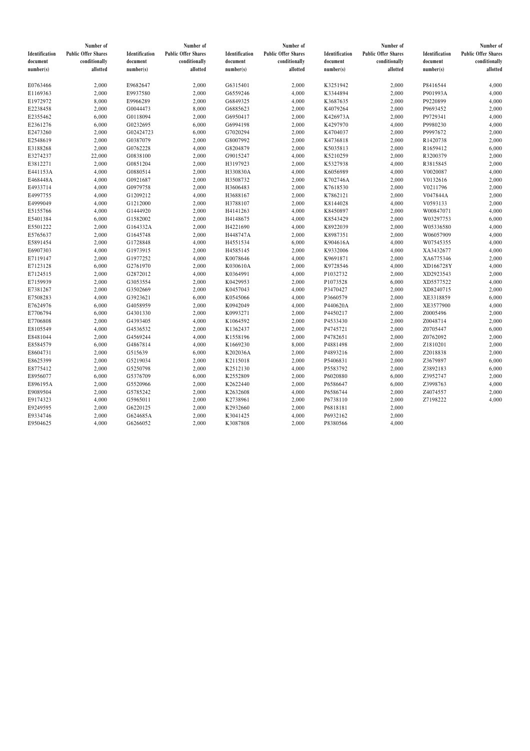| Identification document number(s) | Number of Public Offer Shares conditionally allotted | Identification document number(s) | Number of Public Offer Shares conditionally allotted | Identification document number(s) | Number of Public Offer Shares conditionally allotted | Identification document number(s) | Number of Public Offer Shares conditionally allotted | Identification document number(s) | Number of Public Offer Shares conditionally allotted |
|---|---|---|---|---|---|---|---|---|---|
| E0763466 | 2,000 | E9682647 | 2,000 | G6315401 | 2,000 | K3251942 | 2,000 | P8416544 | 4,000 |
| E1169363 | 2,000 | E9937580 | 2,000 | G6559246 | 4,000 | K3344894 | 2,000 | P901993A | 4,000 |
| E1972972 | 8,000 | E9966289 | 2,000 | G6849325 | 4,000 | K3687635 | 2,000 | P9220899 | 4,000 |
| E2238458 | 2,000 | G0044473 | 8,000 | G6885623 | 2,000 | K4079264 | 2,000 | P9693452 | 2,000 |
| E2355462 | 6,000 | G0118094 | 2,000 | G6950417 | 2,000 | K426973A | 2,000 | P9729341 | 4,000 |
| E2361276 | 6,000 | G0232695 | 6,000 | G6994198 | 2,000 | K4297970 | 4,000 | P9980230 | 4,000 |
| E2473260 | 2,000 | G02424723 | 6,000 | G7020294 | 2,000 | K4704037 | 2,000 | P9997672 | 2,000 |
| E2548619 | 2,000 | G0387079 | 2,000 | G8007992 | 2,000 | K4736818 | 2,000 | R1420738 | 2,000 |
| E3188268 | 2,000 | G0762228 | 4,000 | G8204879 | 2,000 | K5035813 | 2,000 | R1659412 | 6,000 |
| E3274237 | 22,000 | G0838100 | 2,000 | G9015247 | 4,000 | K5210259 | 2,000 | R3200379 | 2,000 |
| E3812271 | 2,000 | G0851204 | 2,000 | H3197923 | 2,000 | K5327938 | 4,000 | R3815845 | 2,000 |
| E441153A | 4,000 | G0880514 | 2,000 | H330830A | 4,000 | K6056989 | 4,000 | V0020087 | 4,000 |
| E468448A | 4,000 | G0921687 | 2,000 | H3508732 | 2,000 | K702746A | 2,000 | V0132616 | 2,000 |
| E4933714 | 4,000 | G0979758 | 2,000 | H3606483 | 2,000 | K7618530 | 2,000 | V0211796 | 2,000 |
| E4997755 | 4,000 | G1209212 | 4,000 | H3688167 | 2,000 | K7862121 | 2,000 | V047844A | 2,000 |
| E4999049 | 4,000 | G1212000 | 2,000 | H3788107 | 2,000 | K8144028 | 4,000 | V0593133 | 2,000 |
| E5155766 | 4,000 | G1444920 | 2,000 | H4141263 | 4,000 | K8450897 | 2,000 | W00847071 | 4,000 |
| E5401384 | 6,000 | G1582002 | 2,000 | H4148675 | 4,000 | K8543429 | 2,000 | W03297753 | 6,000 |
| E5501222 | 2,000 | G164332A | 2,000 | H4221690 | 4,000 | K8922039 | 2,000 | W05336580 | 4,000 |
| E5765637 | 2,000 | G1645748 | 2,000 | H448747A | 2,000 | K8987351 | 2,000 | W06057909 | 4,000 |
| E5891454 | 2,000 | G1728848 | 4,000 | H4551534 | 6,000 | K904616A | 4,000 | W07545355 | 4,000 |
| E6907303 | 4,000 | G1973915 | 2,000 | H4585145 | 2,000 | K9332006 | 4,000 | XA3432677 | 4,000 |
| E7119147 | 2,000 | G1977252 | 4,000 | K0078646 | 4,000 | K9691871 | 2,000 | XA6775346 | 2,000 |
| E7123128 | 6,000 | G2761970 | 2,000 | K030610A | 2,000 | K9728546 | 4,000 | XD166728Y | 4,000 |
| E7124515 | 2,000 | G2872012 | 4,000 | K0364991 | 4,000 | P1032732 | 2,000 | XD2923543 | 2,000 |
| E7159939 | 2,000 | G3053554 | 2,000 | K0429953 | 2,000 | P1073528 | 6,000 | XD5577522 | 4,000 |
| E7381267 | 2,000 | G3502669 | 2,000 | K0457043 | 4,000 | P3470427 | 2,000 | XD8240715 | 2,000 |
| E7508283 | 4,000 | G3923621 | 6,000 | K0545066 | 4,000 | P3660579 | 2,000 | XE3318859 | 6,000 |
| E7624976 | 6,000 | G4058959 | 2,000 | K0942049 | 4,000 | P440620A | 2,000 | XE3577900 | 4,000 |
| E7706794 | 6,000 | G4301330 | 2,000 | K0993271 | 2,000 | P4450217 | 2,000 | Z0005496 | 2,000 |
| E7706808 | 2,000 | G4393405 | 4,000 | K1064592 | 2,000 | P4533430 | 2,000 | Z0048714 | 2,000 |
| E8105549 | 4,000 | G4536532 | 2,000 | K1362437 | 2,000 | P4745721 | 2,000 | Z0705447 | 6,000 |
| E8481044 | 2,000 | G4569244 | 4,000 | K1558196 | 2,000 | P4782651 | 2,000 | Z0762092 | 2,000 |
| E8584579 | 6,000 | G4867814 | 4,000 | K1669230 | 8,000 | P4881498 | 2,000 | Z1810201 | 2,000 |
| E8604731 | 2,000 | G515639 | 6,000 | K202036A | 2,000 | P4893216 | 2,000 | Z2018838 | 2,000 |
| E8625399 | 2,000 | G5219034 | 2,000 | K2115018 | 2,000 | P5406831 | 2,000 | Z3679897 | 6,000 |
| E8775412 | 2,000 | G5250798 | 2,000 | K2512130 | 4,000 | P5583792 | 2,000 | Z3892183 | 6,000 |
| E8956077 | 6,000 | G5376709 | 6,000 | K2552809 | 2,000 | P6020880 | 6,000 | Z3952747 | 2,000 |
| E896195A | 2,000 | G5520966 | 2,000 | K2622440 | 2,000 | P6586647 | 6,000 | Z3998763 | 4,000 |
| E9089504 | 2,000 | G5785242 | 2,000 | K2632608 | 4,000 | P6586744 | 2,000 | Z4074557 | 2,000 |
| E9174323 | 4,000 | G5965011 | 2,000 | K2738961 | 2,000 | P6738110 | 2,000 | Z7198222 | 4,000 |
| E9249595 | 2,000 | G6220125 | 2,000 | K2932660 | 2,000 | P6818181 | 2,000 | | |
| E9334746 | 2,000 | G624685A | 2,000 | K3041425 | 4,000 | P6932162 | 2,000 | | |
| E9504625 | 4,000 | G6266052 | 2,000 | K3087808 | 2,000 | P8380566 | 4,000 | | |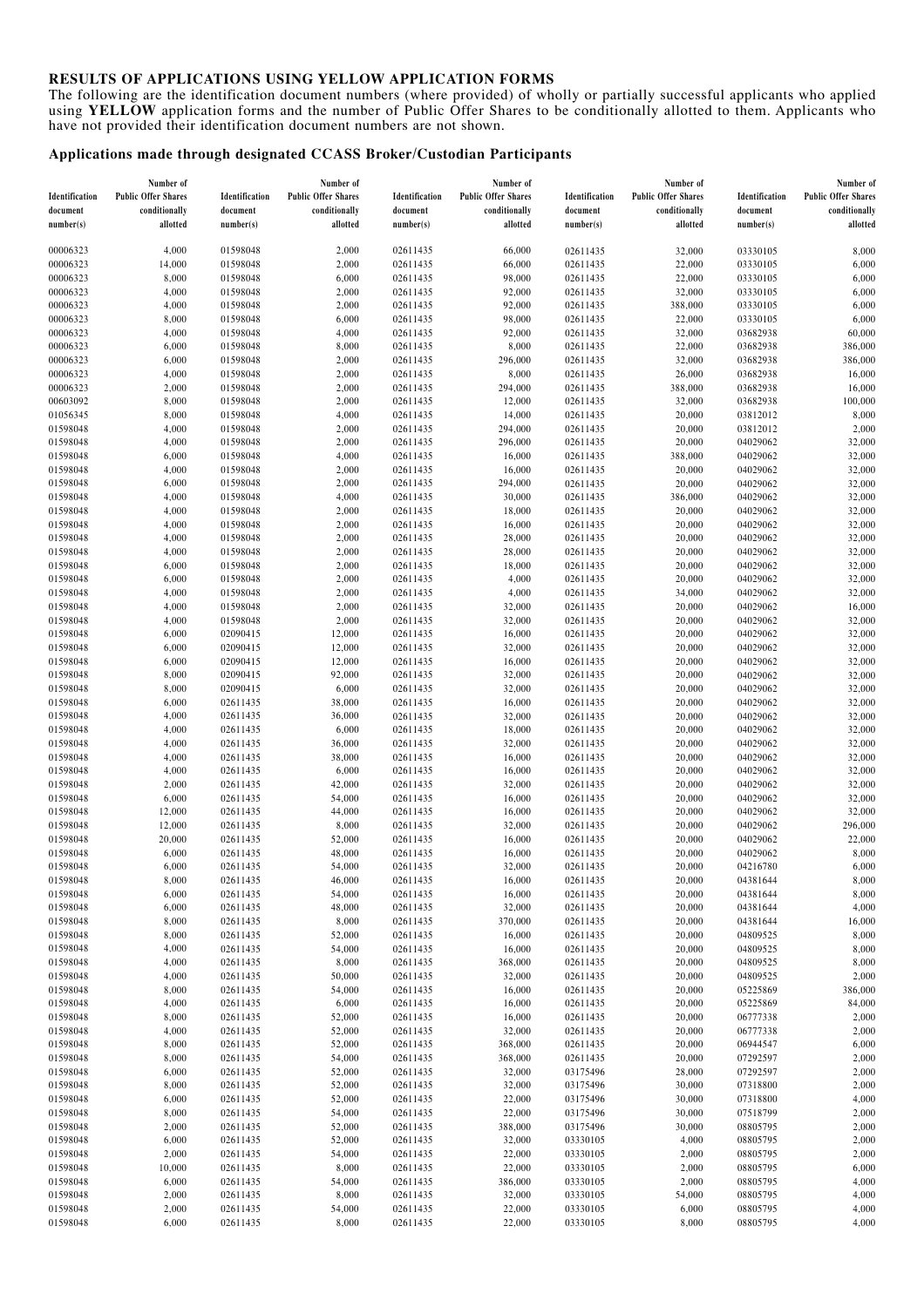## RESULTS OF APPLICATIONS USING YELLOW APPLICATION FORMS

The following are the identification document numbers (where provided) of wholly or partially successful applicants who applied using **YELLOW** application forms and the number of Public Offer Shares to be conditionally allotted to them. Applicants who have not provided their identification document numbers are not shown.

### Applications made through designated CCASS Broker/Custodian Participants

| Identification document number(s) | Number of Public Offer Shares conditionally allotted | Identification document number(s) | Number of Public Offer Shares conditionally allotted | Identification document number(s) | Number of Public Offer Shares conditionally allotted | Identification document number(s) | Number of Public Offer Shares conditionally allotted | Identification document number(s) | Number of Public Offer Shares conditionally allotted |
|---|---|---|---|---|---|---|---|---|---|
| 00006323 | 4,000 | 01598048 | 2,000 | 02611435 | 66,000 | 02611435 | 32,000 | 03330105 | 8,000 |
| 00006323 | 14,000 | 01598048 | 2,000 | 02611435 | 66,000 | 02611435 | 22,000 | 03330105 | 6,000 |
| 00006323 | 8,000 | 01598048 | 6,000 | 02611435 | 98,000 | 02611435 | 22,000 | 03330105 | 6,000 |
| 00006323 | 4,000 | 01598048 | 2,000 | 02611435 | 92,000 | 02611435 | 32,000 | 03330105 | 6,000 |
| 00006323 | 4,000 | 01598048 | 2,000 | 02611435 | 92,000 | 02611435 | 388,000 | 03330105 | 6,000 |
| 00006323 | 8,000 | 01598048 | 6,000 | 02611435 | 98,000 | 02611435 | 22,000 | 03330105 | 6,000 |
| 00006323 | 4,000 | 01598048 | 4,000 | 02611435 | 92,000 | 02611435 | 32,000 | 03682938 | 60,000 |
| 00006323 | 6,000 | 01598048 | 8,000 | 02611435 | 8,000 | 02611435 | 22,000 | 03682938 | 386,000 |
| 00006323 | 6,000 | 01598048 | 2,000 | 02611435 | 296,000 | 02611435 | 32,000 | 03682938 | 386,000 |
| 00006323 | 4,000 | 01598048 | 2,000 | 02611435 | 8,000 | 02611435 | 26,000 | 03682938 | 16,000 |
| 00006323 | 2,000 | 01598048 | 2,000 | 02611435 | 294,000 | 02611435 | 388,000 | 03682938 | 16,000 |
| 00603092 | 8,000 | 01598048 | 2,000 | 02611435 | 12,000 | 02611435 | 32,000 | 03682938 | 100,000 |
| 01056345 | 8,000 | 01598048 | 4,000 | 02611435 | 14,000 | 02611435 | 20,000 | 03812012 | 8,000 |
| 01598048 | 4,000 | 01598048 | 2,000 | 02611435 | 294,000 | 02611435 | 20,000 | 03812012 | 2,000 |
| 01598048 | 4,000 | 01598048 | 2,000 | 02611435 | 296,000 | 02611435 | 20,000 | 04029062 | 32,000 |
| 01598048 | 6,000 | 01598048 | 4,000 | 02611435 | 16,000 | 02611435 | 388,000 | 04029062 | 32,000 |
| 01598048 | 4,000 | 01598048 | 2,000 | 02611435 | 16,000 | 02611435 | 20,000 | 04029062 | 32,000 |
| 01598048 | 6,000 | 01598048 | 2,000 | 02611435 | 294,000 | 02611435 | 20,000 | 04029062 | 32,000 |
| 01598048 | 4,000 | 01598048 | 4,000 | 02611435 | 30,000 | 02611435 | 386,000 | 04029062 | 32,000 |
| 01598048 | 4,000 | 01598048 | 2,000 | 02611435 | 18,000 | 02611435 | 20,000 | 04029062 | 32,000 |
| 01598048 | 4,000 | 01598048 | 2,000 | 02611435 | 16,000 | 02611435 | 20,000 | 04029062 | 32,000 |
| 01598048 | 4,000 | 01598048 | 2,000 | 02611435 | 28,000 | 02611435 | 20,000 | 04029062 | 32,000 |
| 01598048 | 4,000 | 01598048 | 2,000 | 02611435 | 28,000 | 02611435 | 20,000 | 04029062 | 32,000 |
| 01598048 | 6,000 | 01598048 | 2,000 | 02611435 | 18,000 | 02611435 | 20,000 | 04029062 | 32,000 |
| 01598048 | 6,000 | 01598048 | 2,000 | 02611435 | 4,000 | 02611435 | 20,000 | 04029062 | 32,000 |
| 01598048 | 4,000 | 01598048 | 2,000 | 02611435 | 4,000 | 02611435 | 34,000 | 04029062 | 32,000 |
| 01598048 | 4,000 | 01598048 | 2,000 | 02611435 | 32,000 | 02611435 | 20,000 | 04029062 | 16,000 |
| 01598048 | 4,000 | 01598048 | 2,000 | 02611435 | 32,000 | 02611435 | 20,000 | 04029062 | 32,000 |
| 01598048 | 6,000 | 02090415 | 12,000 | 02611435 | 16,000 | 02611435 | 20,000 | 04029062 | 32,000 |
| 01598048 | 6,000 | 02090415 | 12,000 | 02611435 | 32,000 | 02611435 | 20,000 | 04029062 | 32,000 |
| 01598048 | 6,000 | 02090415 | 12,000 | 02611435 | 16,000 | 02611435 | 20,000 | 04029062 | 32,000 |
| 01598048 | 8,000 | 02090415 | 92,000 | 02611435 | 32,000 | 02611435 | 20,000 | 04029062 | 32,000 |
| 01598048 | 8,000 | 02090415 | 6,000 | 02611435 | 32,000 | 02611435 | 20,000 | 04029062 | 32,000 |
| 01598048 | 6,000 | 02611435 | 38,000 | 02611435 | 16,000 | 02611435 | 20,000 | 04029062 | 32,000 |
| 01598048 | 4,000 | 02611435 | 36,000 | 02611435 | 32,000 | 02611435 | 20,000 | 04029062 | 32,000 |
| 01598048 | 4,000 | 02611435 | 6,000 | 02611435 | 18,000 | 02611435 | 20,000 | 04029062 | 32,000 |
| 01598048 | 4,000 | 02611435 | 36,000 | 02611435 | 32,000 | 02611435 | 20,000 | 04029062 | 32,000 |
| 01598048 | 4,000 | 02611435 | 38,000 | 02611435 | 16,000 | 02611435 | 20,000 | 04029062 | 32,000 |
| 01598048 | 4,000 | 02611435 | 6,000 | 02611435 | 16,000 | 02611435 | 20,000 | 04029062 | 32,000 |
| 01598048 | 2,000 | 02611435 | 42,000 | 02611435 | 32,000 | 02611435 | 20,000 | 04029062 | 32,000 |
| 01598048 | 6,000 | 02611435 | 54,000 | 02611435 | 16,000 | 02611435 | 20,000 | 04029062 | 32,000 |
| 01598048 | 12,000 | 02611435 | 44,000 | 02611435 | 16,000 | 02611435 | 20,000 | 04029062 | 32,000 |
| 01598048 | 12,000 | 02611435 | 8,000 | 02611435 | 32,000 | 02611435 | 20,000 | 04029062 | 296,000 |
| 01598048 | 20,000 | 02611435 | 52,000 | 02611435 | 16,000 | 02611435 | 20,000 | 04029062 | 22,000 |
| 01598048 | 6,000 | 02611435 | 48,000 | 02611435 | 16,000 | 02611435 | 20,000 | 04029062 | 8,000 |
| 01598048 | 6,000 | 02611435 | 54,000 | 02611435 | 32,000 | 02611435 | 20,000 | 04216780 | 6,000 |
| 01598048 | 8,000 | 02611435 | 46,000 | 02611435 | 16,000 | 02611435 | 20,000 | 04381644 | 8,000 |
| 01598048 | 6,000 | 02611435 | 54,000 | 02611435 | 16,000 | 02611435 | 20,000 | 04381644 | 8,000 |
| 01598048 | 6,000 | 02611435 | 48,000 | 02611435 | 32,000 | 02611435 | 20,000 | 04381644 | 4,000 |
| 01598048 | 8,000 | 02611435 | 8,000 | 02611435 | 370,000 | 02611435 | 20,000 | 04381644 | 16,000 |
| 01598048 | 8,000 | 02611435 | 52,000 | 02611435 | 16,000 | 02611435 | 20,000 | 04809525 | 8,000 |
| 01598048 | 4,000 | 02611435 | 54,000 | 02611435 | 16,000 | 02611435 | 20,000 | 04809525 | 8,000 |
| 01598048 | 4,000 | 02611435 | 8,000 | 02611435 | 368,000 | 02611435 | 20,000 | 04809525 | 8,000 |
| 01598048 | 4,000 | 02611435 | 50,000 | 02611435 | 32,000 | 02611435 | 20,000 | 04809525 | 2,000 |
| 01598048 | 8,000 | 02611435 | 54,000 | 02611435 | 16,000 | 02611435 | 20,000 | 05225869 | 386,000 |
| 01598048 | 4,000 | 02611435 | 6,000 | 02611435 | 16,000 | 02611435 | 20,000 | 05225869 | 84,000 |
| 01598048 | 8,000 | 02611435 | 52,000 | 02611435 | 16,000 | 02611435 | 20,000 | 06777338 | 2,000 |
| 01598048 | 4,000 | 02611435 | 52,000 | 02611435 | 32,000 | 02611435 | 20,000 | 06777338 | 2,000 |
| 01598048 | 8,000 | 02611435 | 52,000 | 02611435 | 368,000 | 02611435 | 20,000 | 06944547 | 6,000 |
| 01598048 | 8,000 | 02611435 | 54,000 | 02611435 | 368,000 | 02611435 | 20,000 | 07292597 | 2,000 |
| 01598048 | 6,000 | 02611435 | 52,000 | 02611435 | 32,000 | 03175496 | 28,000 | 07292597 | 2,000 |
| 01598048 | 8,000 | 02611435 | 52,000 | 02611435 | 32,000 | 03175496 | 30,000 | 07318800 | 2,000 |
| 01598048 | 6,000 | 02611435 | 52,000 | 02611435 | 22,000 | 03175496 | 30,000 | 07318800 | 4,000 |
| 01598048 | 8,000 | 02611435 | 54,000 | 02611435 | 22,000 | 03175496 | 30,000 | 07518799 | 2,000 |
| 01598048 | 2,000 | 02611435 | 52,000 | 02611435 | 388,000 | 03175496 | 30,000 | 08805795 | 2,000 |
| 01598048 | 6,000 | 02611435 | 52,000 | 02611435 | 32,000 | 03330105 | 4,000 | 08805795 | 2,000 |
| 01598048 | 2,000 | 02611435 | 54,000 | 02611435 | 22,000 | 03330105 | 2,000 | 08805795 | 2,000 |
| 01598048 | 10,000 | 02611435 | 8,000 | 02611435 | 22,000 | 03330105 | 2,000 | 08805795 | 6,000 |
| 01598048 | 6,000 | 02611435 | 54,000 | 02611435 | 386,000 | 03330105 | 2,000 | 08805795 | 4,000 |
| 01598048 | 2,000 | 02611435 | 8,000 | 02611435 | 32,000 | 03330105 | 54,000 | 08805795 | 4,000 |
| 01598048 | 2,000 | 02611435 | 54,000 | 02611435 | 22,000 | 03330105 | 6,000 | 08805795 | 4,000 |
| 01598048 | 6,000 | 02611435 | 8,000 | 02611435 | 22,000 | 03330105 | 8,000 | 08805795 | 4,000 |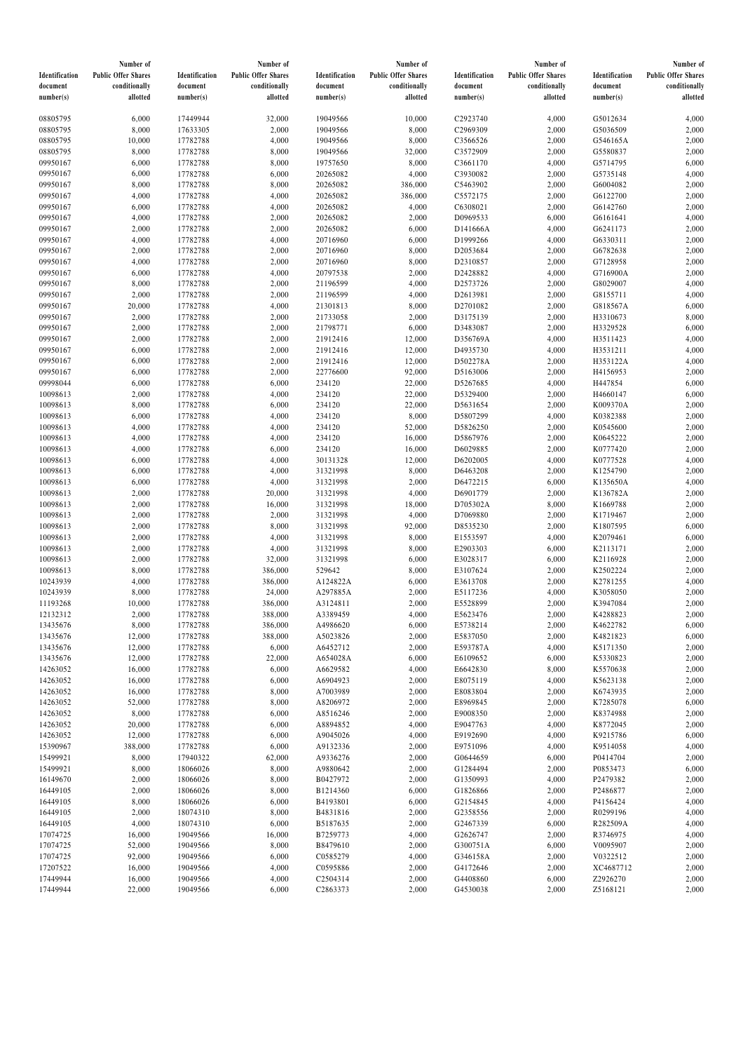| Identification document number(s) | Number of Public Offer Shares conditionally allotted | Identification document number(s) | Number of Public Offer Shares conditionally allotted | Identification document number(s) | Number of Public Offer Shares conditionally allotted | Identification document number(s) | Number of Public Offer Shares conditionally allotted | Identification document number(s) | Number of Public Offer Shares conditionally allotted |
|---|---|---|---|---|---|---|---|---|---|
| 08805795 | 6,000 | 17449944 | 32,000 | 19049566 | 10,000 | C2923740 | 4,000 | G5012634 | 4,000 |
| 08805795 | 8,000 | 17633305 | 2,000 | 19049566 | 8,000 | C2969309 | 2,000 | G5036509 | 2,000 |
| 08805795 | 10,000 | 17782788 | 4,000 | 19049566 | 8,000 | C3566526 | 2,000 | G546165A | 2,000 |
| 08805795 | 8,000 | 17782788 | 8,000 | 19049566 | 32,000 | C3572909 | 2,000 | G5580837 | 2,000 |
| 09950167 | 6,000 | 17782788 | 8,000 | 19757650 | 8,000 | C3661170 | 4,000 | G5714795 | 6,000 |
| 09950167 | 6,000 | 17782788 | 6,000 | 20265082 | 4,000 | C3930082 | 2,000 | G5735148 | 4,000 |
| 09950167 | 8,000 | 17782788 | 8,000 | 20265082 | 386,000 | C5463902 | 2,000 | G6004082 | 2,000 |
| 09950167 | 4,000 | 17782788 | 4,000 | 20265082 | 386,000 | C5572175 | 2,000 | G6122700 | 2,000 |
| 09950167 | 6,000 | 17782788 | 4,000 | 20265082 | 4,000 | C6308021 | 2,000 | G6142760 | 2,000 |
| 09950167 | 4,000 | 17782788 | 2,000 | 20265082 | 2,000 | D0969533 | 6,000 | G6161641 | 4,000 |
| 09950167 | 2,000 | 17782788 | 2,000 | 20265082 | 6,000 | D141666A | 4,000 | G6241173 | 2,000 |
| 09950167 | 4,000 | 17782788 | 4,000 | 20716960 | 6,000 | D1999266 | 4,000 | G6330311 | 2,000 |
| 09950167 | 2,000 | 17782788 | 2,000 | 20716960 | 8,000 | D2053684 | 2,000 | G6782638 | 2,000 |
| 09950167 | 4,000 | 17782788 | 2,000 | 20716960 | 8,000 | D2310857 | 2,000 | G7128958 | 2,000 |
| 09950167 | 6,000 | 17782788 | 4,000 | 20797538 | 2,000 | D2428882 | 4,000 | G716900A | 2,000 |
| 09950167 | 8,000 | 17782788 | 2,000 | 21196599 | 4,000 | D2573726 | 2,000 | G8029007 | 4,000 |
| 09950167 | 2,000 | 17782788 | 2,000 | 21196599 | 4,000 | D2613981 | 2,000 | G8155711 | 4,000 |
| 09950167 | 20,000 | 17782788 | 4,000 | 21301813 | 8,000 | D2701082 | 2,000 | G818567A | 6,000 |
| 09950167 | 2,000 | 17782788 | 2,000 | 21733058 | 2,000 | D3175139 | 2,000 | H3310673 | 8,000 |
| 09950167 | 2,000 | 17782788 | 2,000 | 21798771 | 6,000 | D3483087 | 2,000 | H3329528 | 6,000 |
| 09950167 | 2,000 | 17782788 | 2,000 | 21912416 | 12,000 | D356769A | 4,000 | H3511423 | 4,000 |
| 09950167 | 6,000 | 17782788 | 2,000 | 21912416 | 12,000 | D4935730 | 4,000 | H3531211 | 4,000 |
| 09950167 | 6,000 | 17782788 | 2,000 | 21912416 | 12,000 | D502278A | 2,000 | H353122A | 4,000 |
| 09950167 | 6,000 | 17782788 | 2,000 | 22776600 | 92,000 | D5163006 | 2,000 | H4156953 | 2,000 |
| 09998044 | 6,000 | 17782788 | 6,000 | 234120 | 22,000 | D5267685 | 4,000 | H447854 | 6,000 |
| 10098613 | 2,000 | 17782788 | 4,000 | 234120 | 22,000 | D5329400 | 2,000 | H4660147 | 6,000 |
| 10098613 | 8,000 | 17782788 | 6,000 | 234120 | 22,000 | D5631654 | 2,000 | K009370A | 2,000 |
| 10098613 | 6,000 | 17782788 | 4,000 | 234120 | 8,000 | D5807299 | 4,000 | K0382388 | 2,000 |
| 10098613 | 4,000 | 17782788 | 4,000 | 234120 | 52,000 | D5826250 | 2,000 | K0545600 | 2,000 |
| 10098613 | 4,000 | 17782788 | 4,000 | 234120 | 16,000 | D5867976 | 2,000 | K0645222 | 2,000 |
| 10098613 | 4,000 | 17782788 | 6,000 | 234120 | 16,000 | D6029885 | 2,000 | K0777420 | 2,000 |
| 10098613 | 6,000 | 17782788 | 4,000 | 30131328 | 12,000 | D6202005 | 4,000 | K0777528 | 4,000 |
| 10098613 | 6,000 | 17782788 | 4,000 | 31321998 | 8,000 | D6463208 | 2,000 | K1254790 | 2,000 |
| 10098613 | 6,000 | 17782788 | 4,000 | 31321998 | 2,000 | D6472215 | 6,000 | K135650A | 4,000 |
| 10098613 | 2,000 | 17782788 | 20,000 | 31321998 | 4,000 | D6901779 | 2,000 | K136782A | 2,000 |
| 10098613 | 2,000 | 17782788 | 16,000 | 31321998 | 18,000 | D705302A | 8,000 | K1669788 | 2,000 |
| 10098613 | 2,000 | 17782788 | 2,000 | 31321998 | 4,000 | D7069880 | 2,000 | K1719467 | 2,000 |
| 10098613 | 2,000 | 17782788 | 8,000 | 31321998 | 92,000 | D8535230 | 2,000 | K1807595 | 6,000 |
| 10098613 | 2,000 | 17782788 | 4,000 | 31321998 | 8,000 | E1553597 | 4,000 | K2079461 | 6,000 |
| 10098613 | 2,000 | 17782788 | 4,000 | 31321998 | 8,000 | E2903303 | 6,000 | K2113171 | 2,000 |
| 10098613 | 2,000 | 17782788 | 32,000 | 31321998 | 6,000 | E3028317 | 6,000 | K2116928 | 2,000 |
| 10098613 | 8,000 | 17782788 | 386,000 | 529642 | 8,000 | E3107624 | 2,000 | K2502224 | 2,000 |
| 10243939 | 4,000 | 17782788 | 386,000 | A124822A | 6,000 | E3613708 | 2,000 | K2781255 | 4,000 |
| 10243939 | 8,000 | 17782788 | 24,000 | A297885A | 2,000 | E5117236 | 4,000 | K3058050 | 2,000 |
| 11193268 | 10,000 | 17782788 | 386,000 | A3124811 | 2,000 | E5528899 | 2,000 | K3947084 | 2,000 |
| 12132312 | 2,000 | 17782788 | 388,000 | A3389459 | 4,000 | E5623476 | 2,000 | K4288823 | 2,000 |
| 13435676 | 8,000 | 17782788 | 386,000 | A4986620 | 6,000 | E5738214 | 2,000 | K4622782 | 6,000 |
| 13435676 | 12,000 | 17782788 | 388,000 | A5023826 | 2,000 | E5837050 | 2,000 | K4821823 | 6,000 |
| 13435676 | 12,000 | 17782788 | 6,000 | A6452712 | 2,000 | E593787A | 4,000 | K5171350 | 2,000 |
| 13435676 | 12,000 | 17782788 | 22,000 | A654028A | 6,000 | E6109652 | 6,000 | K5330823 | 2,000 |
| 14263052 | 16,000 | 17782788 | 6,000 | A6629582 | 4,000 | E6642830 | 8,000 | K5570638 | 2,000 |
| 14263052 | 16,000 | 17782788 | 6,000 | A6904923 | 2,000 | E8075119 | 4,000 | K5623138 | 2,000 |
| 14263052 | 16,000 | 17782788 | 8,000 | A7003989 | 2,000 | E8083804 | 2,000 | K6743935 | 2,000 |
| 14263052 | 52,000 | 17782788 | 8,000 | A8206972 | 2,000 | E8969845 | 2,000 | K7285078 | 6,000 |
| 14263052 | 8,000 | 17782788 | 6,000 | A8516246 | 2,000 | E9008350 | 2,000 | K8374988 | 2,000 |
| 14263052 | 20,000 | 17782788 | 6,000 | A8894852 | 4,000 | E9047763 | 4,000 | K8772045 | 2,000 |
| 14263052 | 12,000 | 17782788 | 6,000 | A9045026 | 4,000 | E9192690 | 4,000 | K9215786 | 6,000 |
| 15390967 | 388,000 | 17782788 | 6,000 | A9132336 | 2,000 | E9751096 | 4,000 | K9514058 | 4,000 |
| 15499921 | 8,000 | 17940322 | 62,000 | A9336276 | 2,000 | G0644659 | 6,000 | P0414704 | 2,000 |
| 15499921 | 8,000 | 18066026 | 8,000 | A9880642 | 2,000 | G1284494 | 2,000 | P0853473 | 6,000 |
| 16149670 | 2,000 | 18066026 | 8,000 | B0427972 | 2,000 | G1350993 | 4,000 | P2479382 | 2,000 |
| 16449105 | 2,000 | 18066026 | 8,000 | B1214360 | 6,000 | G1826866 | 2,000 | P2486877 | 2,000 |
| 16449105 | 8,000 | 18066026 | 6,000 | B4193801 | 6,000 | G2154845 | 4,000 | P4156424 | 4,000 |
| 16449105 | 2,000 | 18074310 | 8,000 | B4831816 | 2,000 | G2358556 | 2,000 | R0299196 | 4,000 |
| 16449105 | 4,000 | 18074310 | 6,000 | B5187635 | 2,000 | G2467339 | 6,000 | R282509A | 4,000 |
| 17074725 | 16,000 | 19049566 | 16,000 | B7259773 | 4,000 | G2626747 | 2,000 | R3746975 | 4,000 |
| 17074725 | 52,000 | 19049566 | 8,000 | B8479610 | 2,000 | G300751A | 6,000 | V0095907 | 2,000 |
| 17074725 | 92,000 | 19049566 | 6,000 | C0585279 | 4,000 | G346158A | 2,000 | V0322512 | 2,000 |
| 17207522 | 16,000 | 19049566 | 4,000 | C0595886 | 2,000 | G4172646 | 2,000 | XC4687712 | 2,000 |
| 17449944 | 16,000 | 19049566 | 4,000 | C2504314 | 2,000 | G4408860 | 6,000 | Z2926270 | 2,000 |
| 17449944 | 22,000 | 19049566 | 6,000 | C2863373 | 2,000 | G4530038 | 2,000 | Z5168121 | 2,000 |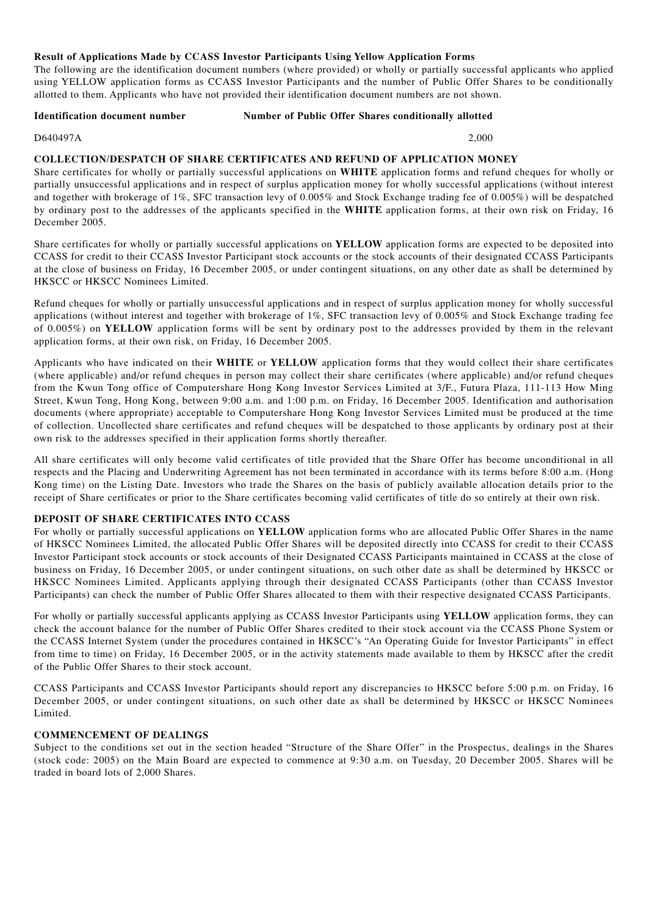**Result of Applications Made by CCASS Investor Participants Using Yellow Application Forms**

The following are the identification document numbers (where provided) or wholly or partially successful applicants who applied using YELLOW application forms as CCASS Investor Participants and the number of Public Offer Shares to be conditionally allotted to them. Applicants who have not provided their identification document numbers are not shown.

| Identification document number | Number of Public Offer Shares conditionally allotted |
|---|---|
| D640497A | 2,000 |

## COLLECTION/DESPATCH OF SHARE CERTIFICATES AND REFUND OF APPLICATION MONEY

Share certificates for wholly or partially successful applications on **WHITE** application forms and refund cheques for wholly or partially unsuccessful applications and in respect of surplus application money for wholly successful applications (without interest and together with brokerage of 1%, SFC transaction levy of 0.005% and Stock Exchange trading fee of 0.005%) will be despatched by ordinary post to the addresses of the applicants specified in the **WHITE** application forms, at their own risk on Friday, 16 December 2005.

Share certificates for wholly or partially successful applications on **YELLOW** application forms are expected to be deposited into CCASS for credit to their CCASS Investor Participant stock accounts or the stock accounts of their designated CCASS Participants at the close of business on Friday, 16 December 2005, or under contingent situations, on any other date as shall be determined by HKSCC or HKSCC Nominees Limited.

Refund cheques for wholly or partially unsuccessful applications and in respect of surplus application money for wholly successful applications (without interest and together with brokerage of 1%, SFC transaction levy of 0.005% and Stock Exchange trading fee of 0.005%) on **YELLOW** application forms will be sent by ordinary post to the addresses provided by them in the relevant application forms, at their own risk, on Friday, 16 December 2005.

Applicants who have indicated on their **WHITE** or **YELLOW** application forms that they would collect their share certificates (where applicable) and/or refund cheques in person may collect their share certificates (where applicable) and/or refund cheques from the Kwun Tong office of Computershare Hong Kong Investor Services Limited at 3/F., Futura Plaza, 111-113 How Ming Street, Kwun Tong, Hong Kong, between 9:00 a.m. and 1:00 p.m. on Friday, 16 December 2005. Identification and authorisation documents (where appropriate) acceptable to Computershare Hong Kong Investor Services Limited must be produced at the time of collection. Uncollected share certificates and refund cheques will be despatched to those applicants by ordinary post at their own risk to the addresses specified in their application forms shortly thereafter.

All share certificates will only become valid certificates of title provided that the Share Offer has become unconditional in all respects and the Placing and Underwriting Agreement has not been terminated in accordance with its terms before 8:00 a.m. (Hong Kong time) on the Listing Date. Investors who trade the Shares on the basis of publicly available allocation details prior to the receipt of Share certificates or prior to the Share certificates becoming valid certificates of title do so entirely at their own risk.

## DEPOSIT OF SHARE CERTIFICATES INTO CCASS

For wholly or partially successful applications on **YELLOW** application forms who are allocated Public Offer Shares in the name of HKSCC Nominees Limited, the allocated Public Offer Shares will be deposited directly into CCASS for credit to their CCASS Investor Participant stock accounts or stock accounts of their Designated CCASS Participants maintained in CCASS at the close of business on Friday, 16 December 2005, or under contingent situations, on such other date as shall be determined by HKSCC or HKSCC Nominees Limited. Applicants applying through their designated CCASS Participants (other than CCASS Investor Participants) can check the number of Public Offer Shares allocated to them with their respective designated CCASS Participants.

For wholly or partially successful applicants applying as CCASS Investor Participants using **YELLOW** application forms, they can check the account balance for the number of Public Offer Shares credited to their stock account via the CCASS Phone System or the CCASS Internet System (under the procedures contained in HKSCC's "An Operating Guide for Investor Participants" in effect from time to time) on Friday, 16 December 2005, or in the activity statements made available to them by HKSCC after the credit of the Public Offer Shares to their stock account.

CCASS Participants and CCASS Investor Participants should report any discrepancies to HKSCC before 5:00 p.m. on Friday, 16 December 2005, or under contingent situations, on such other date as shall be determined by HKSCC or HKSCC Nominees Limited.

## COMMENCEMENT OF DEALINGS

Subject to the conditions set out in the section headed "Structure of the Share Offer" in the Prospectus, dealings in the Shares (stock code: 2005) on the Main Board are expected to commence at 9:30 a.m. on Tuesday, 20 December 2005. Shares will be traded in board lots of 2,000 Shares.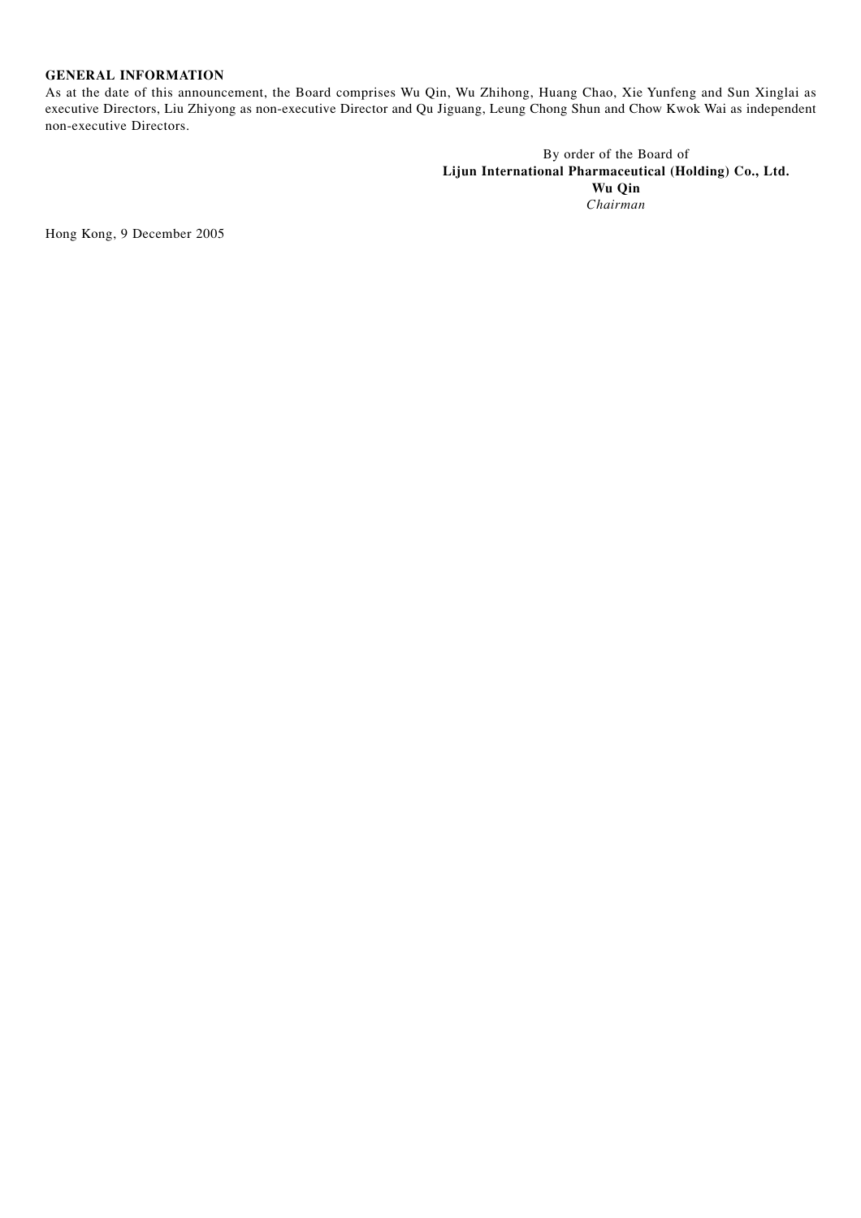**GENERAL INFORMATION**

As at the date of this announcement, the Board comprises Wu Qin, Wu Zhihong, Huang Chao, Xie Yunfeng and Sun Xinglai as executive Directors, Liu Zhiyong as non-executive Director and Qu Jiguang, Leung Chong Shun and Chow Kwok Wai as independent non-executive Directors.

By order of the Board of
**Lijun International Pharmaceutical (Holding) Co., Ltd.**
**Wu Qin**
*Chairman*

Hong Kong, 9 December 2005